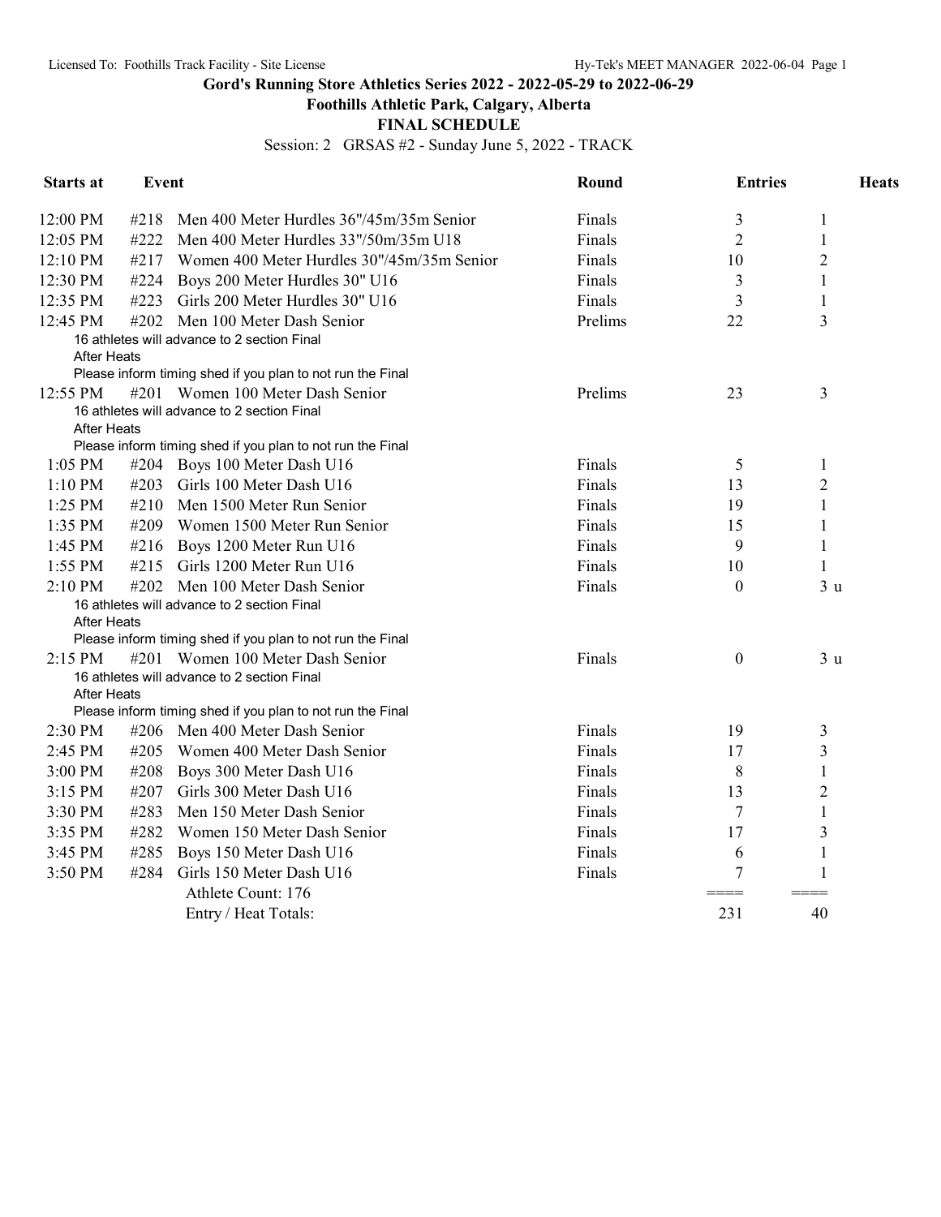Licensed To: Foothills Track Facility - Site License

Hy-Tek's MEET MANAGER 2022-06-04

# Gord's Running Store Athletics Series 2022 - 2022-05-29 to 2022-06-29

## Foothills Athletic Park, Calgary, Alberta

## FINAL SCHEDULE

Session: 2 GRSAS #2 - Sunday June 5, 2022 - TRACK

| Starts at | Event | | Round | Entries | Heats |
|---|---|---|---|---|---|
| 12:00 PM | #218 | Men 400 Meter Hurdles 36"/45m/35m Senior | Finals | 3 | 1 |
| 12:05 PM | #222 | Men 400 Meter Hurdles 33"/50m/35m U18 | Finals | 2 | 1 |
| 12:10 PM | #217 | Women 400 Meter Hurdles 30"/45m/35m Senior | Finals | 10 | 2 |
| 12:30 PM | #224 | Boys 200 Meter Hurdles 30" U16 | Finals | 3 | 1 |
| 12:35 PM | #223 | Girls 200 Meter Hurdles 30" U16 | Finals | 3 | 1 |
| 12:45 PM | #202 | Men 100 Meter Dash Senior | Prelims | 22 | 3 |
| | | 16 athletes will advance to 2 section Final | | | |
| After Heats | | | | | |
| | | Please inform timing shed if you plan to not run the Final | | | |
| 12:55 PM | #201 | Women 100 Meter Dash Senior | Prelims | 23 | 3 |
| | | 16 athletes will advance to 2 section Final | | | |
| After Heats | | | | | |
| | | Please inform timing shed if you plan to not run the Final | | | |
| 1:05 PM | #204 | Boys 100 Meter Dash U16 | Finals | 5 | 1 |
| 1:10 PM | #203 | Girls 100 Meter Dash U16 | Finals | 13 | 2 |
| 1:25 PM | #210 | Men 1500 Meter Run Senior | Finals | 19 | 1 |
| 1:35 PM | #209 | Women 1500 Meter Run Senior | Finals | 15 | 1 |
| 1:45 PM | #216 | Boys 1200 Meter Run U16 | Finals | 9 | 1 |
| 1:55 PM | #215 | Girls 1200 Meter Run U16 | Finals | 10 | 1 |
| 2:10 PM | #202 | Men 100 Meter Dash Senior | Finals | 0 | 3 u |
| | | 16 athletes will advance to 2 section Final | | | |
| After Heats | | | | | |
| | | Please inform timing shed if you plan to not run the Final | | | |
| 2:15 PM | #201 | Women 100 Meter Dash Senior | Finals | 0 | 3 u |
| | | 16 athletes will advance to 2 section Final | | | |
| After Heats | | | | | |
| | | Please inform timing shed if you plan to not run the Final | | | |
| 2:30 PM | #206 | Men 400 Meter Dash Senior | Finals | 19 | 3 |
| 2:45 PM | #205 | Women 400 Meter Dash Senior | Finals | 17 | 3 |
| 3:00 PM | #208 | Boys 300 Meter Dash U16 | Finals | 8 | 1 |
| 3:15 PM | #207 | Girls 300 Meter Dash U16 | Finals | 13 | 2 |
| 3:30 PM | #283 | Men 150 Meter Dash Senior | Finals | 7 | 1 |
| 3:35 PM | #282 | Women 150 Meter Dash Senior | Finals | 17 | 3 |
| 3:45 PM | #285 | Boys 150 Meter Dash U16 | Finals | 6 | 1 |
| 3:50 PM | #284 | Girls 150 Meter Dash U16 | Finals | 7 | 1 |
| | | Athlete Count: 176 | | ==== | ==== |
| | | Entry / Heat Totals: | | 231 | 40 |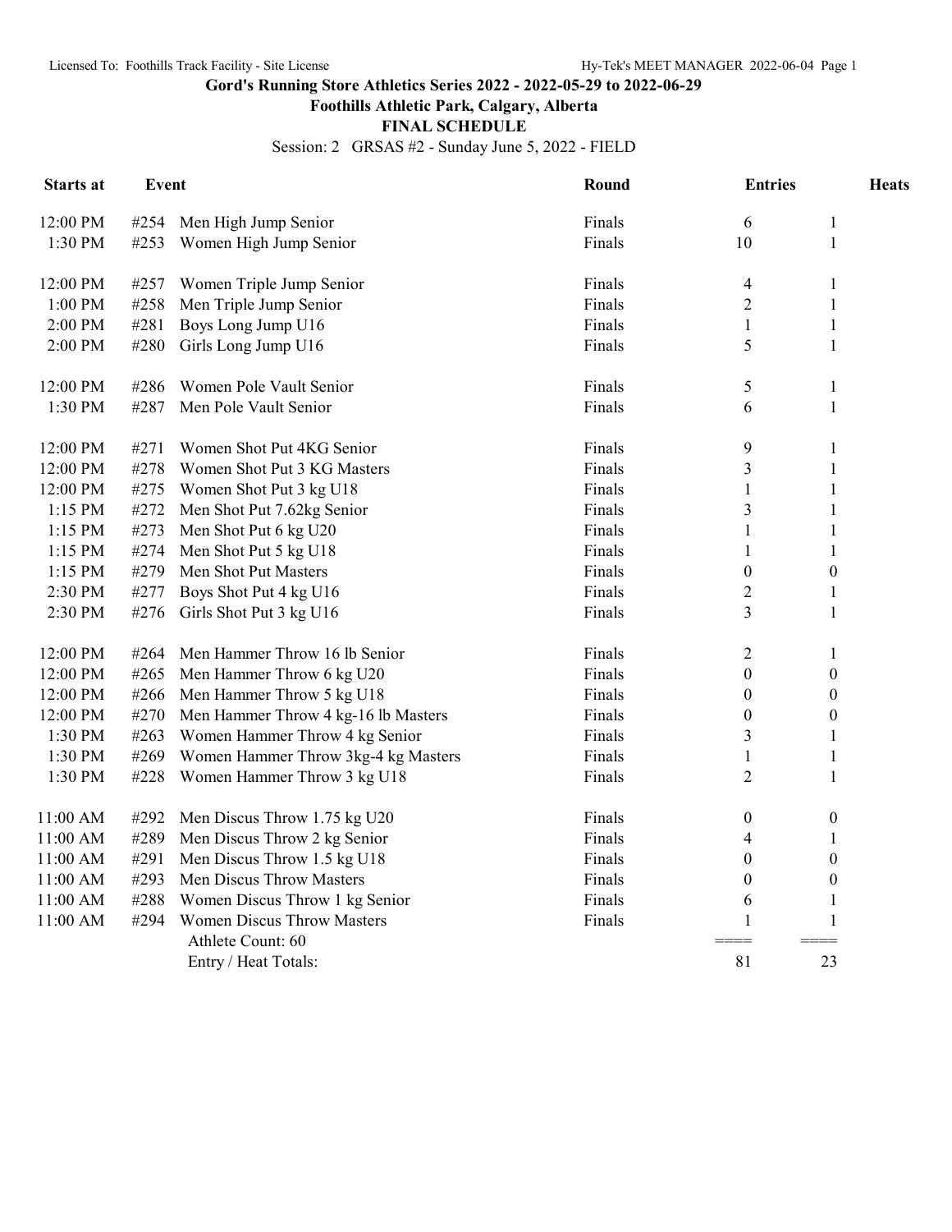**Gord's Running Store Athletics Series 2022 - 2022-05-29 to 2022-06-29**

**Foothills Athletic Park, Calgary, Alberta**

**FINAL SCHEDULE**

Session: 2 GRSAS #2 - Sunday June 5, 2022 - FIELD

| Starts at | Event | | Round | Entries | Heats |
|---|---|---|---|---|---|
| 12:00 PM | #254 | Men High Jump Senior | Finals | 6 | 1 |
| 1:30 PM | #253 | Women High Jump Senior | Finals | 10 | 1 |
| 12:00 PM | #257 | Women Triple Jump Senior | Finals | 4 | 1 |
| 1:00 PM | #258 | Men Triple Jump Senior | Finals | 2 | 1 |
| 2:00 PM | #281 | Boys Long Jump U16 | Finals | 1 | 1 |
| 2:00 PM | #280 | Girls Long Jump U16 | Finals | 5 | 1 |
| 12:00 PM | #286 | Women Pole Vault Senior | Finals | 5 | 1 |
| 1:30 PM | #287 | Men Pole Vault Senior | Finals | 6 | 1 |
| 12:00 PM | #271 | Women Shot Put 4KG Senior | Finals | 9 | 1 |
| 12:00 PM | #278 | Women Shot Put 3 KG Masters | Finals | 3 | 1 |
| 12:00 PM | #275 | Women Shot Put 3 kg U18 | Finals | 1 | 1 |
| 1:15 PM | #272 | Men Shot Put 7.62kg Senior | Finals | 3 | 1 |
| 1:15 PM | #273 | Men Shot Put 6 kg U20 | Finals | 1 | 1 |
| 1:15 PM | #274 | Men Shot Put 5 kg U18 | Finals | 1 | 1 |
| 1:15 PM | #279 | Men Shot Put Masters | Finals | 0 | 0 |
| 2:30 PM | #277 | Boys Shot Put 4 kg U16 | Finals | 2 | 1 |
| 2:30 PM | #276 | Girls Shot Put 3 kg U16 | Finals | 3 | 1 |
| 12:00 PM | #264 | Men Hammer Throw 16 lb Senior | Finals | 2 | 1 |
| 12:00 PM | #265 | Men Hammer Throw 6 kg U20 | Finals | 0 | 0 |
| 12:00 PM | #266 | Men Hammer Throw 5 kg U18 | Finals | 0 | 0 |
| 12:00 PM | #270 | Men Hammer Throw 4 kg-16 lb Masters | Finals | 0 | 0 |
| 1:30 PM | #263 | Women Hammer Throw 4 kg Senior | Finals | 3 | 1 |
| 1:30 PM | #269 | Women Hammer Throw 3kg-4 kg Masters | Finals | 1 | 1 |
| 1:30 PM | #228 | Women Hammer Throw 3 kg U18 | Finals | 2 | 1 |
| 11:00 AM | #292 | Men Discus Throw 1.75 kg U20 | Finals | 0 | 0 |
| 11:00 AM | #289 | Men Discus Throw 2 kg Senior | Finals | 4 | 1 |
| 11:00 AM | #291 | Men Discus Throw 1.5 kg U18 | Finals | 0 | 0 |
| 11:00 AM | #293 | Men Discus Throw Masters | Finals | 0 | 0 |
| 11:00 AM | #288 | Women Discus Throw 1 kg Senior | Finals | 6 | 1 |
| 11:00 AM | #294 | Women Discus Throw Masters | Finals | 1 | 1 |
| | | Athlete Count: 60 | | ==== | ==== |
| | | Entry / Heat Totals: | | 81 | 23 |